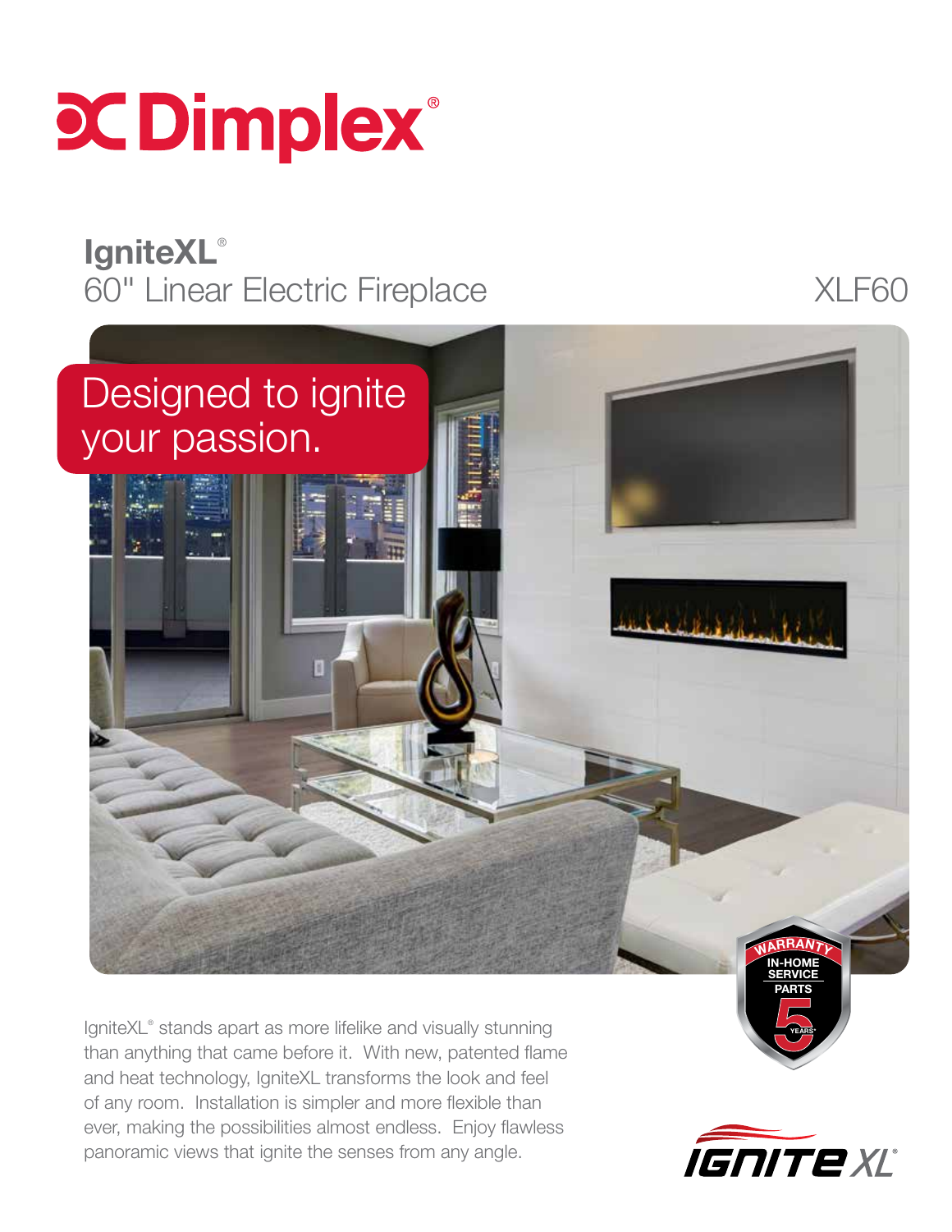# Dimplex®

## IgniteXL®
60" Linear Electric Fireplace

XLF60

Designed to ignite your passion.

WARRANTY
IN-HOME SERVICE
PARTS
5 YEARS*

IgniteXL® stands apart as more lifelike and visually stunning than anything that came before it. With new, patented flame and heat technology, IgniteXL transforms the look and feel of any room. Installation is simpler and more flexible than ever, making the possibilities almost endless. Enjoy flawless panoramic views that ignite the senses from any angle.

IGNITE XL®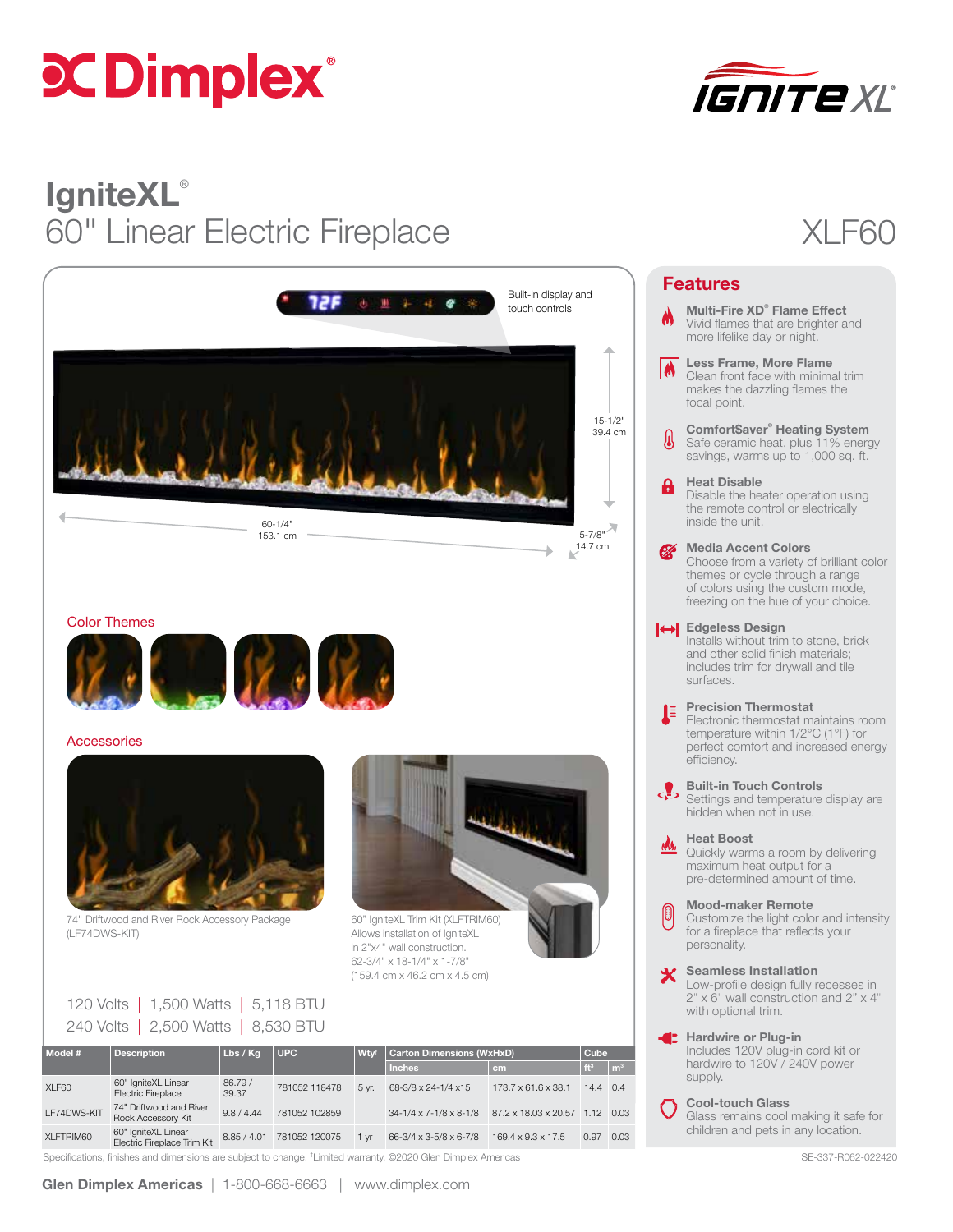# Dimplex

IGNITE XL®

# IgniteXL®

## 60" Linear Electric Fireplace

XLF60

Built-in display and touch controls

15-1/2"
39.4 cm

60-1/4"
153.1 cm

5-7/8"
14.7 cm

### Color Themes

### Accessories

74" Driftwood and River Rock Accessory Package (LF74DWS-KIT)

60" IgniteXL Trim Kit (XLFTRIM60)
Allows installation of IgniteXL in 2"x4" wall construction.
62-3/4" x 18-1/4" x 1-7/8"
(159.4 cm x 46.2 cm x 4.5 cm)

120 Volts | 1,500 Watts | 5,118 BTU
240 Volts | 2,500 Watts | 8,530 BTU

| Model # | Description | Lbs / Kg | UPC | Wty[1] | Carton Dimensions (WxHxD) | | Cube | |
|---|---|---|---|---|---|---|---|---|
| | | | | | Inches | cm | ft³ | m³ |
| XLF60 | 60" IgniteXL Linear Electric Fireplace | 86.79 / 39.37 | 781052 118478 | 5 yr. | 68-3/8 x 24-1/4 x15 | 173.7 x 61.6 x 38.1 | 14.4 | 0.4 |
| LF74DWS-KIT | 74" Driftwood and River Rock Accessory Kit | 9.8 / 4.44 | 781052 102859 | | 34-1/4 x 7-1/8 x 8-1/8 | 87.2 x 18.03 x 20.57 | 1.12 | 0.03 |
| XLFTRIM60 | 60" IgniteXL Linear Electric Fireplace Trim Kit | 8.85 / 4.01 | 781052 120075 | 1 yr | 66-3/4 x 3-5/8 x 6-7/8 | 169.4 x 9.3 x 17.5 | 0.97 | 0.03 |

Specifications, finishes and dimensions are subject to change. [1]Limited warranty. ©2020 Glen Dimplex Americas

## Features

**Multi-Fire XD® Flame Effect**
Vivid flames that are brighter and more lifelike day or night.

**Less Frame, More Flame**
Clean front face with minimal trim makes the dazzling flames the focal point.

**Comfort$aver® Heating System**
Safe ceramic heat, plus 11% energy savings, warms up to 1,000 sq. ft.

**Heat Disable**
Disable the heater operation using the remote control or electrically inside the unit.

**Media Accent Colors**
Choose from a variety of brilliant color themes or cycle through a range of colors using the custom mode, freezing on the hue of your choice.

**Edgeless Design**
Installs without trim to stone, brick and other solid finish materials; includes trim for drywall and tile surfaces.

**Precision Thermostat**
Electronic thermostat maintains room temperature within 1/2°C (1°F) for perfect comfort and increased energy efficiency.

**Built-in Touch Controls**
Settings and temperature display are hidden when not in use.

**Heat Boost**
Quickly warms a room by delivering maximum heat output for a pre-determined amount of time.

**Mood-maker Remote**
Customize the light color and intensity for a fireplace that reflects your personality.

**Seamless Installation**
Low-profile design fully recesses in 2" x 6" wall construction and 2" x 4" with optional trim.

**Hardwire or Plug-in**
Includes 120V plug-in cord kit or hardwire to 120V / 240V power supply.

**Cool-touch Glass**
Glass remains cool making it safe for children and pets in any location.

SE-337-R062-022420

**Glen Dimplex Americas** | 1-800-668-6663 | www.dimplex.com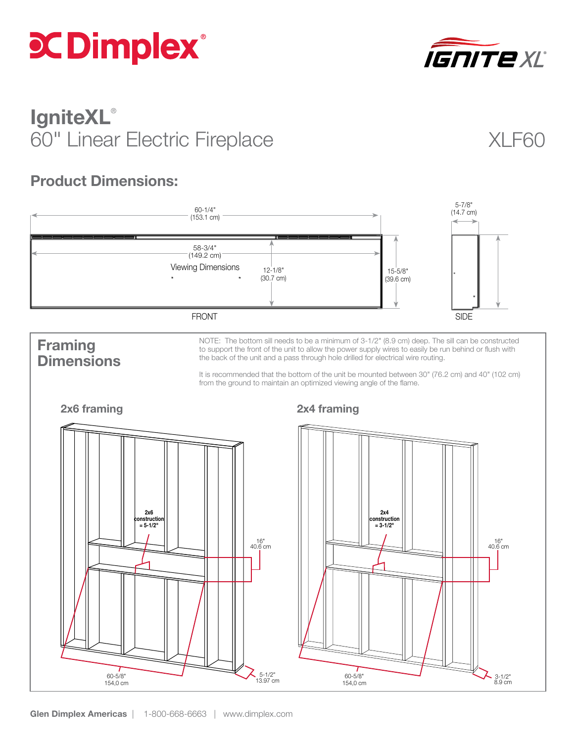# IgniteXL®

## 60" Linear Electric Fireplace

XLF60

## Product Dimensions:

60-1/4"
(153.1 cm)

58-3/4"
(149.2 cm)

Viewing Dimensions

12-1/8"
(30.7 cm)

15-5/8"
(39.6 cm)

FRONT

5-7/8"
(14.7 cm)

SIDE

## Framing Dimensions

NOTE: The bottom sill needs to be a minimum of 3-1/2" (8.9 cm) deep. The sill can be constructed to support the front of the unit to allow the power supply wires to easily be run behind or flush with the back of the unit and a pass through hole drilled for electrical wire routing.

It is recommended that the bottom of the unit be mounted between 30" (76.2 cm) and 40" (102 cm) from the ground to maintain an optimized viewing angle of the flame.

### 2x6 framing

2x6
construction
= 5-1/2"

16"
40.6 cm

60-5/8"
154,0 cm

5-1/2"
13.97 cm

### 2x4 framing

2x4
construction
= 3-1/2"

16"
40.6 cm

60-5/8"
154,0 cm

3-1/2"
8.9 cm

Glen Dimplex Americas | 1-800-668-6663 | www.dimplex.com